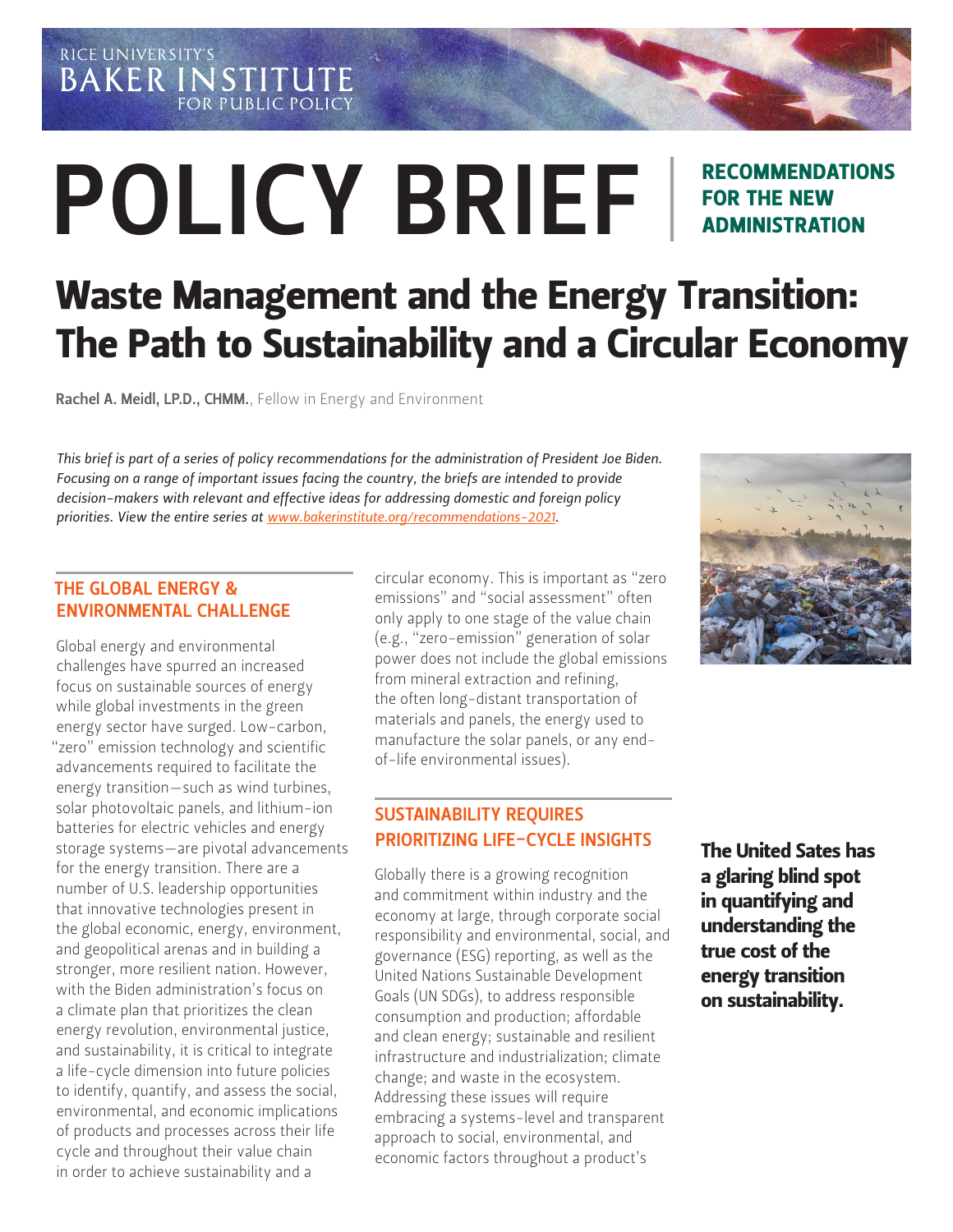RICE UNIVERSITY'S BAKER INSTITUTE FOR PUBLIC POLICY

# POLICY BRIEF

**RECOMMENDATIONS FOR THE NEW ADMINISTRATION**

# Waste Management and the Energy Transition: The Path to Sustainability and a Circular Economy

**Rachel A. Meidl, LP.D., CHMM.**, Fellow in Energy and Environment

*This brief is part of a series of policy recommendations for the administration of President Joe Biden. Focusing on a range of important issues facing the country, the briefs are intended to provide decision-makers with relevant and effective ideas for addressing domestic and foreign policy priorities. View the entire series at [www.bakerinstitute.org/recommendations-2021](www.bakerinstitute.org/recommendations-2021).*

## THE GLOBAL ENERGY & ENVIRONMENTAL CHALLENGE

Global energy and environmental challenges have spurred an increased focus on sustainable sources of energy while global investments in the green energy sector have surged. Low-carbon, "zero" emission technology and scientific advancements required to facilitate the energy transition—such as wind turbines, solar photovoltaic panels, and lithium-ion batteries for electric vehicles and energy storage systems—are pivotal advancements for the energy transition. There are a number of U.S. leadership opportunities that innovative technologies present in the global economic, energy, environment, and geopolitical arenas and in building a stronger, more resilient nation. However, with the Biden administration's focus on a climate plan that prioritizes the clean energy revolution, environmental justice, and sustainability, it is critical to integrate a life-cycle dimension into future policies to identify, quantify, and assess the social, environmental, and economic implications of products and processes across their life cycle and throughout their value chain in order to achieve sustainability and a circular economy. This is important as "zero emissions" and "social assessment" often only apply to one stage of the value chain (e.g., "zero-emission" generation of solar power does not include the global emissions from mineral extraction and refining, the often long-distant transportation of materials and panels, the energy used to manufacture the solar panels, or any end-of-life environmental issues).

## SUSTAINABILITY REQUIRES PRIORITIZING LIFE-CYCLE INSIGHTS

Globally there is a growing recognition and commitment within industry and the economy at large, through corporate social responsibility and environmental, social, and governance (ESG) reporting, as well as the United Nations Sustainable Development Goals (UN SDGs), to address responsible consumption and production; affordable and clean energy; sustainable and resilient infrastructure and industrialization; climate change; and waste in the ecosystem. Addressing these issues will require embracing a systems-level and transparent approach to social, environmental, and economic factors throughout a product's

**The United Sates has a glaring blind spot in quantifying and understanding the true cost of the energy transition on sustainability.**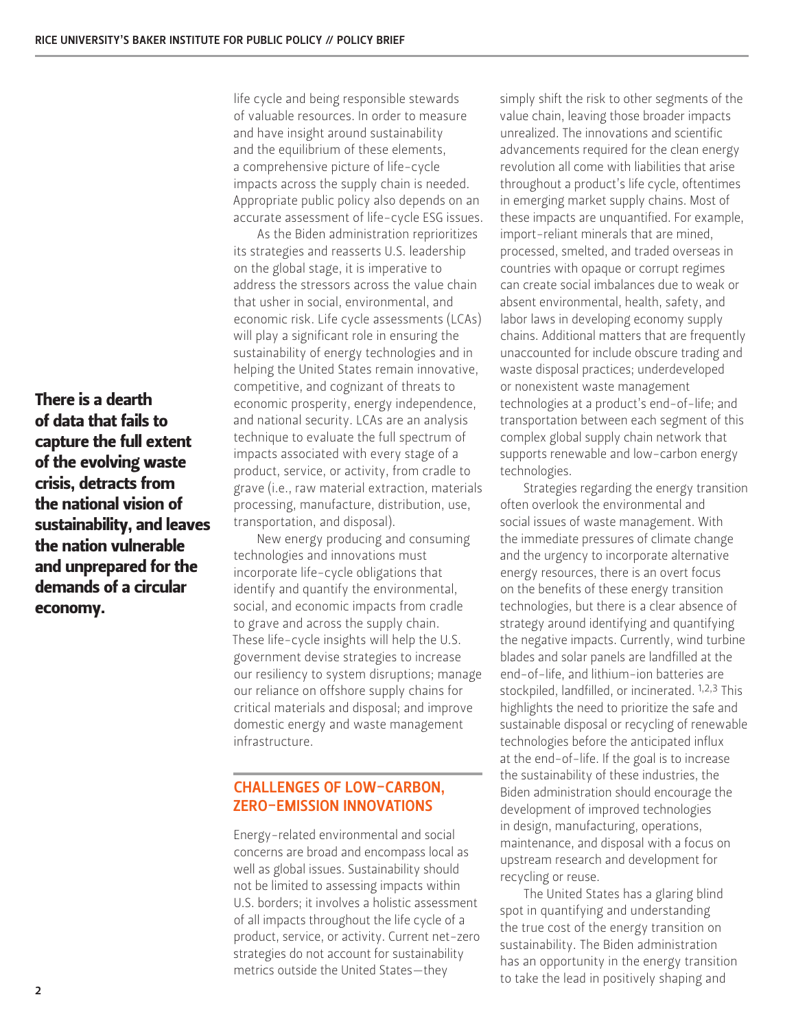life cycle and being responsible stewards of valuable resources. In order to measure and have insight around sustainability and the equilibrium of these elements, a comprehensive picture of life-cycle impacts across the supply chain is needed. Appropriate public policy also depends on an accurate assessment of life-cycle ESG issues.

As the Biden administration reprioritizes its strategies and reasserts U.S. leadership on the global stage, it is imperative to address the stressors across the value chain that usher in social, environmental, and economic risk. Life cycle assessments (LCAs) will play a significant role in ensuring the sustainability of energy technologies and in helping the United States remain innovative, competitive, and cognizant of threats to economic prosperity, energy independence, and national security. LCAs are an analysis technique to evaluate the full spectrum of impacts associated with every stage of a product, service, or activity, from cradle to grave (i.e., raw material extraction, materials processing, manufacture, distribution, use, transportation, and disposal).

**There is a dearth of data that fails to capture the full extent of the evolving waste crisis, detracts from the national vision of sustainability, and leaves the nation vulnerable and unprepared for the demands of a circular economy.**

New energy producing and consuming technologies and innovations must incorporate life-cycle obligations that identify and quantify the environmental, social, and economic impacts from cradle to grave and across the supply chain. These life-cycle insights will help the U.S. government devise strategies to increase our resiliency to system disruptions; manage our reliance on offshore supply chains for critical materials and disposal; and improve domestic energy and waste management infrastructure.

## CHALLENGES OF LOW-CARBON, ZERO-EMISSION INNOVATIONS

Energy-related environmental and social concerns are broad and encompass local as well as global issues. Sustainability should not be limited to assessing impacts within U.S. borders; it involves a holistic assessment of all impacts throughout the life cycle of a product, service, or activity. Current net-zero strategies do not account for sustainability metrics outside the United States—they simply shift the risk to other segments of the value chain, leaving those broader impacts unrealized. The innovations and scientific advancements required for the clean energy revolution all come with liabilities that arise throughout a product's life cycle, oftentimes in emerging market supply chains. Most of these impacts are unquantified. For example, import-reliant minerals that are mined, processed, smelted, and traded overseas in countries with opaque or corrupt regimes can create social imbalances due to weak or absent environmental, health, safety, and labor laws in developing economy supply chains. Additional matters that are frequently unaccounted for include obscure trading and waste disposal practices; underdeveloped or nonexistent waste management technologies at a product's end-of-life; and transportation between each segment of this complex global supply chain network that supports renewable and low-carbon energy technologies.

Strategies regarding the energy transition often overlook the environmental and social issues of waste management. With the immediate pressures of climate change and the urgency to incorporate alternative energy resources, there is an overt focus on the benefits of these energy transition technologies, but there is a clear absence of strategy around identifying and quantifying the negative impacts. Currently, wind turbine blades and solar panels are landfilled at the end-of-life, and lithium-ion batteries are stockpiled, landfilled, or incinerated. [1,2,3] This highlights the need to prioritize the safe and sustainable disposal or recycling of renewable technologies before the anticipated influx at the end-of-life. If the goal is to increase the sustainability of these industries, the Biden administration should encourage the development of improved technologies in design, manufacturing, operations, maintenance, and disposal with a focus on upstream research and development for recycling or reuse.

The United States has a glaring blind spot in quantifying and understanding the true cost of the energy transition on sustainability. The Biden administration has an opportunity in the energy transition to take the lead in positively shaping and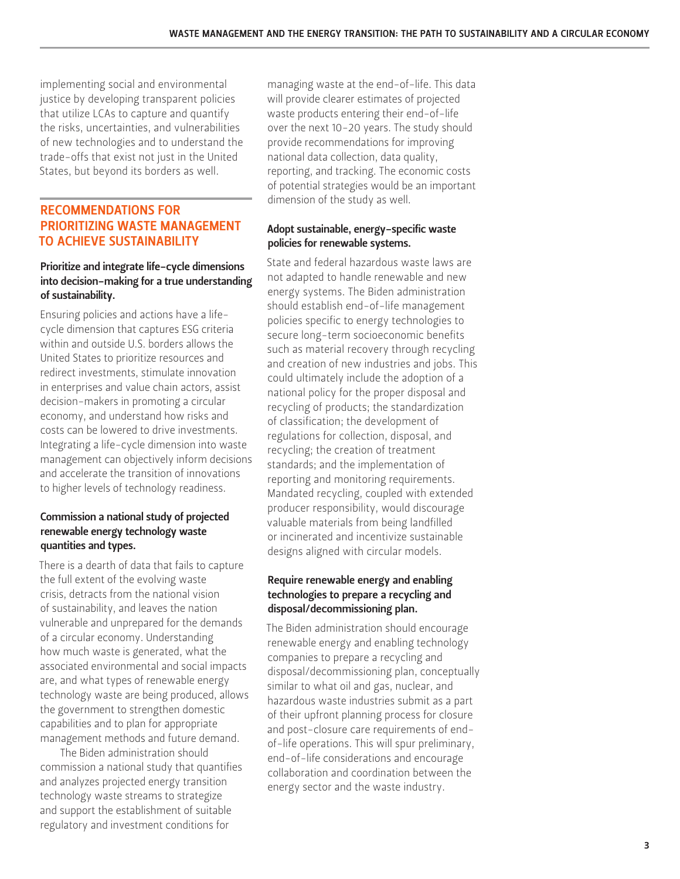implementing social and environmental justice by developing transparent policies that utilize LCAs to capture and quantify the risks, uncertainties, and vulnerabilities of new technologies and to understand the trade-offs that exist not just in the United States, but beyond its borders as well.

## RECOMMENDATIONS FOR PRIORITIZING WASTE MANAGEMENT TO ACHIEVE SUSTAINABILITY

### Prioritize and integrate life-cycle dimensions into decision-making for a true understanding of sustainability.

Ensuring policies and actions have a life-cycle dimension that captures ESG criteria within and outside U.S. borders allows the United States to prioritize resources and redirect investments, stimulate innovation in enterprises and value chain actors, assist decision-makers in promoting a circular economy, and understand how risks and costs can be lowered to drive investments. Integrating a life-cycle dimension into waste management can objectively inform decisions and accelerate the transition of innovations to higher levels of technology readiness.

### Commission a national study of projected renewable energy technology waste quantities and types.

There is a dearth of data that fails to capture the full extent of the evolving waste crisis, detracts from the national vision of sustainability, and leaves the nation vulnerable and unprepared for the demands of a circular economy. Understanding how much waste is generated, what the associated environmental and social impacts are, and what types of renewable energy technology waste are being produced, allows the government to strengthen domestic capabilities and to plan for appropriate management methods and future demand.

The Biden administration should commission a national study that quantifies and analyzes projected energy transition technology waste streams to strategize and support the establishment of suitable regulatory and investment conditions for managing waste at the end-of-life. This data will provide clearer estimates of projected waste products entering their end-of-life over the next 10–20 years. The study should provide recommendations for improving national data collection, data quality, reporting, and tracking. The economic costs of potential strategies would be an important dimension of the study as well.

### Adopt sustainable, energy-specific waste policies for renewable systems.

State and federal hazardous waste laws are not adapted to handle renewable and new energy systems. The Biden administration should establish end-of-life management policies specific to energy technologies to secure long-term socioeconomic benefits such as material recovery through recycling and creation of new industries and jobs. This could ultimately include the adoption of a national policy for the proper disposal and recycling of products; the standardization of classification; the development of regulations for collection, disposal, and recycling; the creation of treatment standards; and the implementation of reporting and monitoring requirements. Mandated recycling, coupled with extended producer responsibility, would discourage valuable materials from being landfilled or incinerated and incentivize sustainable designs aligned with circular models.

### Require renewable energy and enabling technologies to prepare a recycling and disposal/decommissioning plan.

The Biden administration should encourage renewable energy and enabling technology companies to prepare a recycling and disposal/decommissioning plan, conceptually similar to what oil and gas, nuclear, and hazardous waste industries submit as a part of their upfront planning process for closure and post-closure care requirements of end-of-life operations. This will spur preliminary, end-of-life considerations and encourage collaboration and coordination between the energy sector and the waste industry.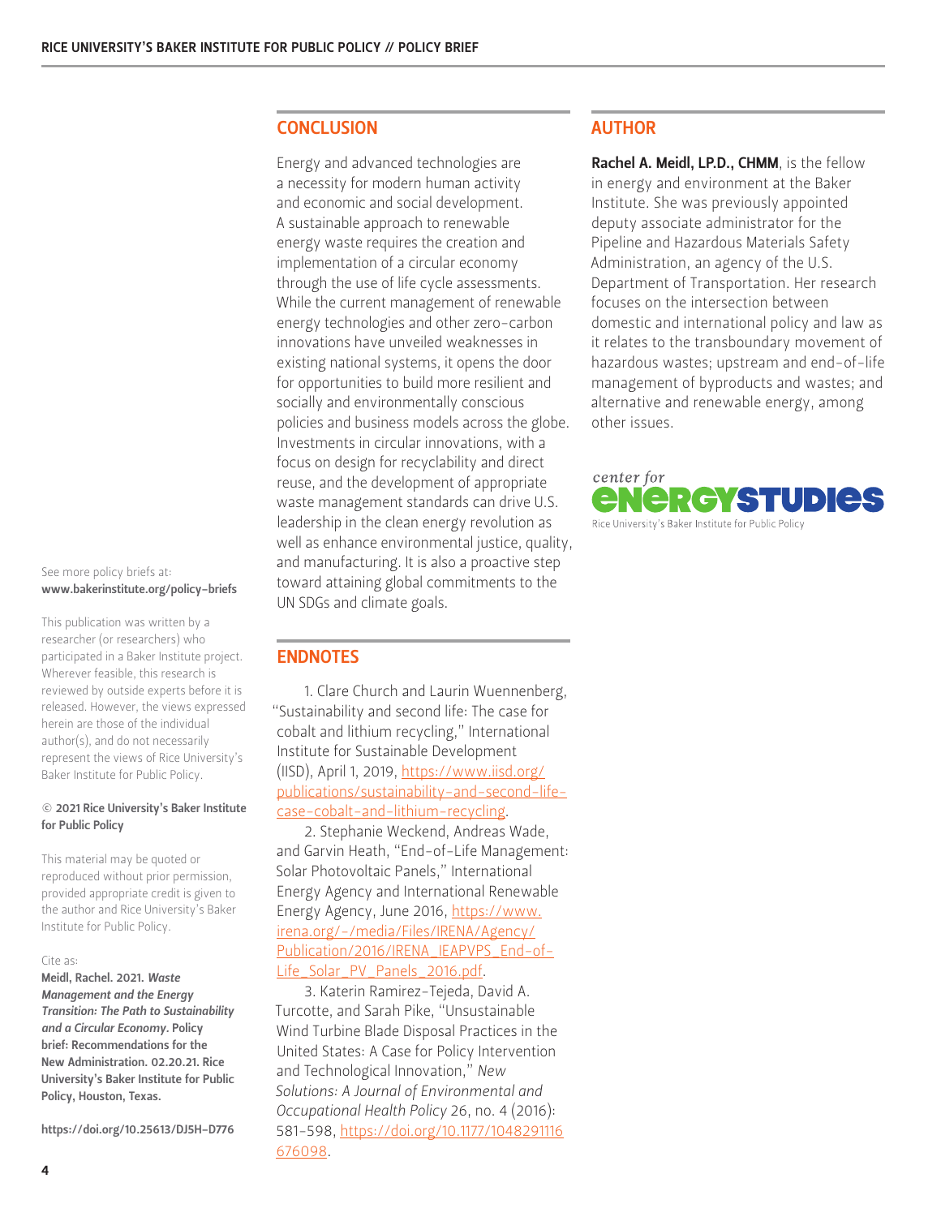## CONCLUSION

Energy and advanced technologies are a necessity for modern human activity and economic and social development. A sustainable approach to renewable energy waste requires the creation and implementation of a circular economy through the use of life cycle assessments. While the current management of renewable energy technologies and other zero-carbon innovations have unveiled weaknesses in existing national systems, it opens the door for opportunities to build more resilient and socially and environmentally conscious policies and business models across the globe. Investments in circular innovations, with a focus on design for recyclability and direct reuse, and the development of appropriate waste management standards can drive U.S. leadership in the clean energy revolution as well as enhance environmental justice, quality, and manufacturing. It is also a proactive step toward attaining global commitments to the UN SDGs and climate goals.

## ENDNOTES

1. Clare Church and Laurin Wuennenberg, "Sustainability and second life: The case for cobalt and lithium recycling," International Institute for Sustainable Development (IISD), April 1, 2019, https://www.iisd.org/publications/sustainability-and-second-life-case-cobalt-and-lithium-recycling.

2. Stephanie Weckend, Andreas Wade, and Garvin Heath, "End-of-Life Management: Solar Photovoltaic Panels," International Energy Agency and International Renewable Energy Agency, June 2016, https://www.irena.org/-/media/Files/IRENA/Agency/Publication/2016/IRENA_IEAPVPS_End-of-Life_Solar_PV_Panels_2016.pdf.

3. Katerin Ramirez-Tejeda, David A. Turcotte, and Sarah Pike, "Unsustainable Wind Turbine Blade Disposal Practices in the United States: A Case for Policy Intervention and Technological Innovation," *New Solutions: A Journal of Environmental and Occupational Health Policy* 26, no. 4 (2016): 581-598, https://doi.org/10.1177/1048291116676098.

## AUTHOR

**Rachel A. Meidl, LP.D., CHMM**, is the fellow in energy and environment at the Baker Institute. She was previously appointed deputy associate administrator for the Pipeline and Hazardous Materials Safety Administration, an agency of the U.S. Department of Transportation. Her research focuses on the intersection between domestic and international policy and law as it relates to the transboundary movement of hazardous wastes; upstream and end-of-life management of byproducts and wastes; and alternative and renewable energy, among other issues.

center for ENERGY STUDIES
Rice University's Baker Institute for Public Policy

See more policy briefs at:
**www.bakerinstitute.org/policy-briefs**

This publication was written by a researcher (or researchers) who participated in a Baker Institute project. Wherever feasible, this research is reviewed by outside experts before it is released. However, the views expressed herein are those of the individual author(s), and do not necessarily represent the views of Rice University's Baker Institute for Public Policy.

**© 2021 Rice University's Baker Institute for Public Policy**

This material may be quoted or reproduced without prior permission, provided appropriate credit is given to the author and Rice University's Baker Institute for Public Policy.

Cite as:
**Meidl, Rachel. 2021. *Waste Management and the Energy Transition: The Path to Sustainability and a Circular Economy*. Policy brief: Recommendations for the New Administration. 02.20.21. Rice University's Baker Institute for Public Policy, Houston, Texas.**

**https://doi.org/10.25613/DJ5H-D776**